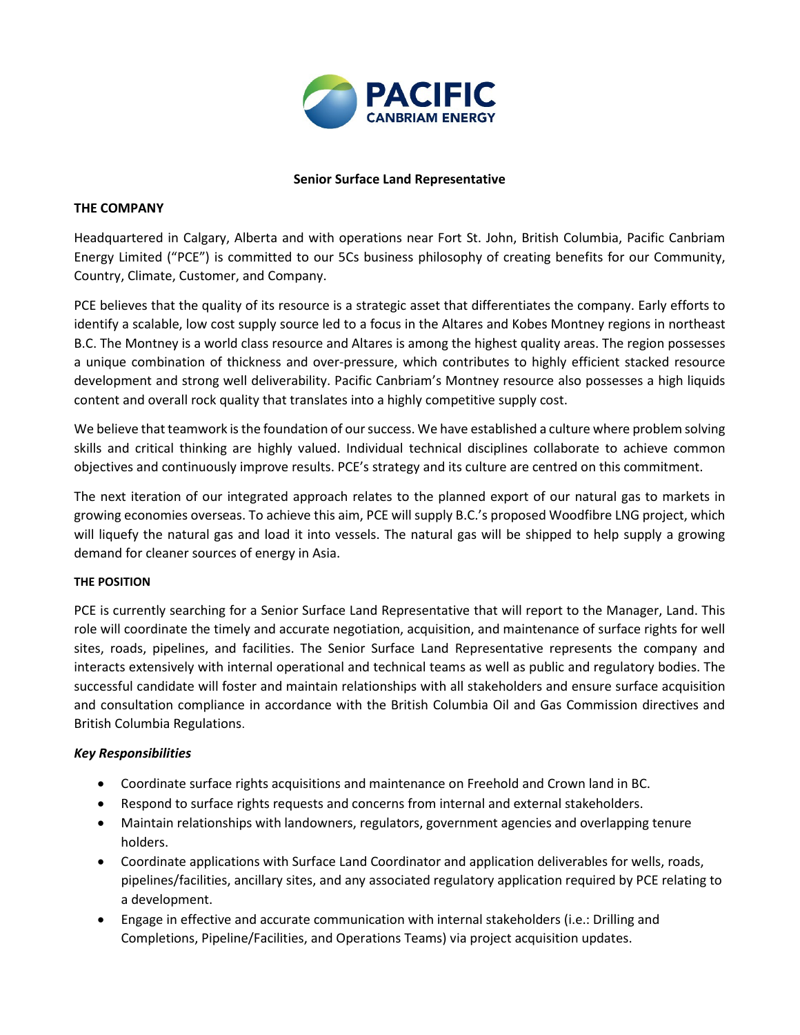# Senior Surface Land Representative

## THE COMPANY

Headquartered in Calgary, Alberta and with operations near Fort St. John, British Columbia, Pacific Canbriam Energy Limited ("PCE") is committed to our 5Cs business philosophy of creating benefits for our Community, Country, Climate, Customer, and Company.

PCE believes that the quality of its resource is a strategic asset that differentiates the company. Early efforts to identify a scalable, low cost supply source led to a focus in the Altares and Kobes Montney regions in northeast B.C. The Montney is a world class resource and Altares is among the highest quality areas. The region possesses a unique combination of thickness and over-pressure, which contributes to highly efficient stacked resource development and strong well deliverability. Pacific Canbriam's Montney resource also possesses a high liquids content and overall rock quality that translates into a highly competitive supply cost.

We believe that teamwork is the foundation of our success. We have established a culture where problem solving skills and critical thinking are highly valued. Individual technical disciplines collaborate to achieve common objectives and continuously improve results. PCE's strategy and its culture are centred on this commitment.

The next iteration of our integrated approach relates to the planned export of our natural gas to markets in growing economies overseas. To achieve this aim, PCE will supply B.C.'s proposed Woodfibre LNG project, which will liquefy the natural gas and load it into vessels. The natural gas will be shipped to help supply a growing demand for cleaner sources of energy in Asia.

## THE POSITION

PCE is currently searching for a Senior Surface Land Representative that will report to the Manager, Land. This role will coordinate the timely and accurate negotiation, acquisition, and maintenance of surface rights for well sites, roads, pipelines, and facilities. The Senior Surface Land Representative represents the company and interacts extensively with internal operational and technical teams as well as public and regulatory bodies. The successful candidate will foster and maintain relationships with all stakeholders and ensure surface acquisition and consultation compliance in accordance with the British Columbia Oil and Gas Commission directives and British Columbia Regulations.

### *Key Responsibilities*

- Coordinate surface rights acquisitions and maintenance on Freehold and Crown land in BC.
- Respond to surface rights requests and concerns from internal and external stakeholders.
- Maintain relationships with landowners, regulators, government agencies and overlapping tenure holders.
- Coordinate applications with Surface Land Coordinator and application deliverables for wells, roads, pipelines/facilities, ancillary sites, and any associated regulatory application required by PCE relating to a development.
- Engage in effective and accurate communication with internal stakeholders (i.e.: Drilling and Completions, Pipeline/Facilities, and Operations Teams) via project acquisition updates.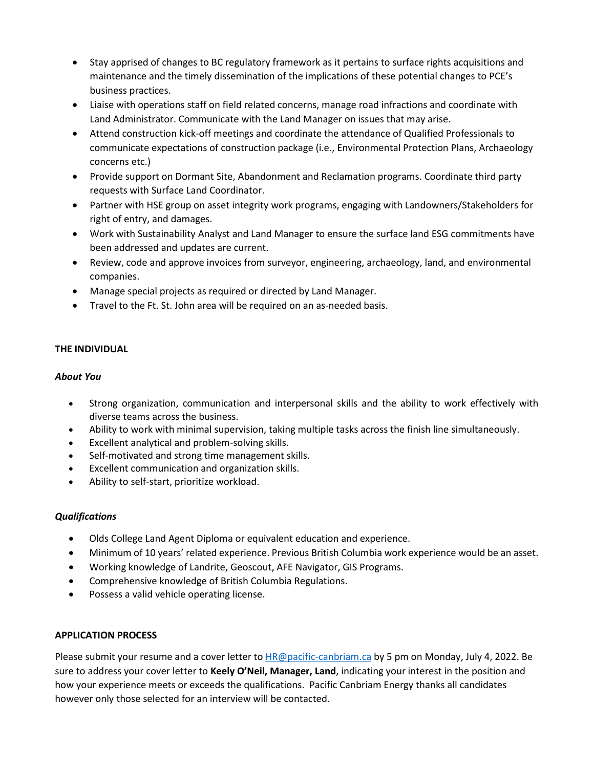- Stay apprised of changes to BC regulatory framework as it pertains to surface rights acquisitions and maintenance and the timely dissemination of the implications of these potential changes to PCE's business practices.
- Liaise with operations staff on field related concerns, manage road infractions and coordinate with Land Administrator. Communicate with the Land Manager on issues that may arise.
- Attend construction kick-off meetings and coordinate the attendance of Qualified Professionals to communicate expectations of construction package (i.e., Environmental Protection Plans, Archaeology concerns etc.)
- Provide support on Dormant Site, Abandonment and Reclamation programs. Coordinate third party requests with Surface Land Coordinator.
- Partner with HSE group on asset integrity work programs, engaging with Landowners/Stakeholders for right of entry, and damages.
- Work with Sustainability Analyst and Land Manager to ensure the surface land ESG commitments have been addressed and updates are current.
- Review, code and approve invoices from surveyor, engineering, archaeology, land, and environmental companies.
- Manage special projects as required or directed by Land Manager.
- Travel to the Ft. St. John area will be required on an as-needed basis.

## THE INDIVIDUAL

### *About You*

- Strong organization, communication and interpersonal skills and the ability to work effectively with diverse teams across the business.
- Ability to work with minimal supervision, taking multiple tasks across the finish line simultaneously.
- Excellent analytical and problem-solving skills.
- Self-motivated and strong time management skills.
- Excellent communication and organization skills.
- Ability to self-start, prioritize workload.

### *Qualifications*

- Olds College Land Agent Diploma or equivalent education and experience.
- Minimum of 10 years' related experience. Previous British Columbia work experience would be an asset.
- Working knowledge of Landrite, Geoscout, AFE Navigator, GIS Programs.
- Comprehensive knowledge of British Columbia Regulations.
- Possess a valid vehicle operating license.

## APPLICATION PROCESS

Please submit your resume and a cover letter to [HR@pacific-canbriam.ca](mailto:HR@pacific-canbriam.ca) by 5 pm on Monday, July 4, 2022. Be sure to address your cover letter to **Keely O'Neil, Manager, Land**, indicating your interest in the position and how your experience meets or exceeds the qualifications. Pacific Canbriam Energy thanks all candidates however only those selected for an interview will be contacted.